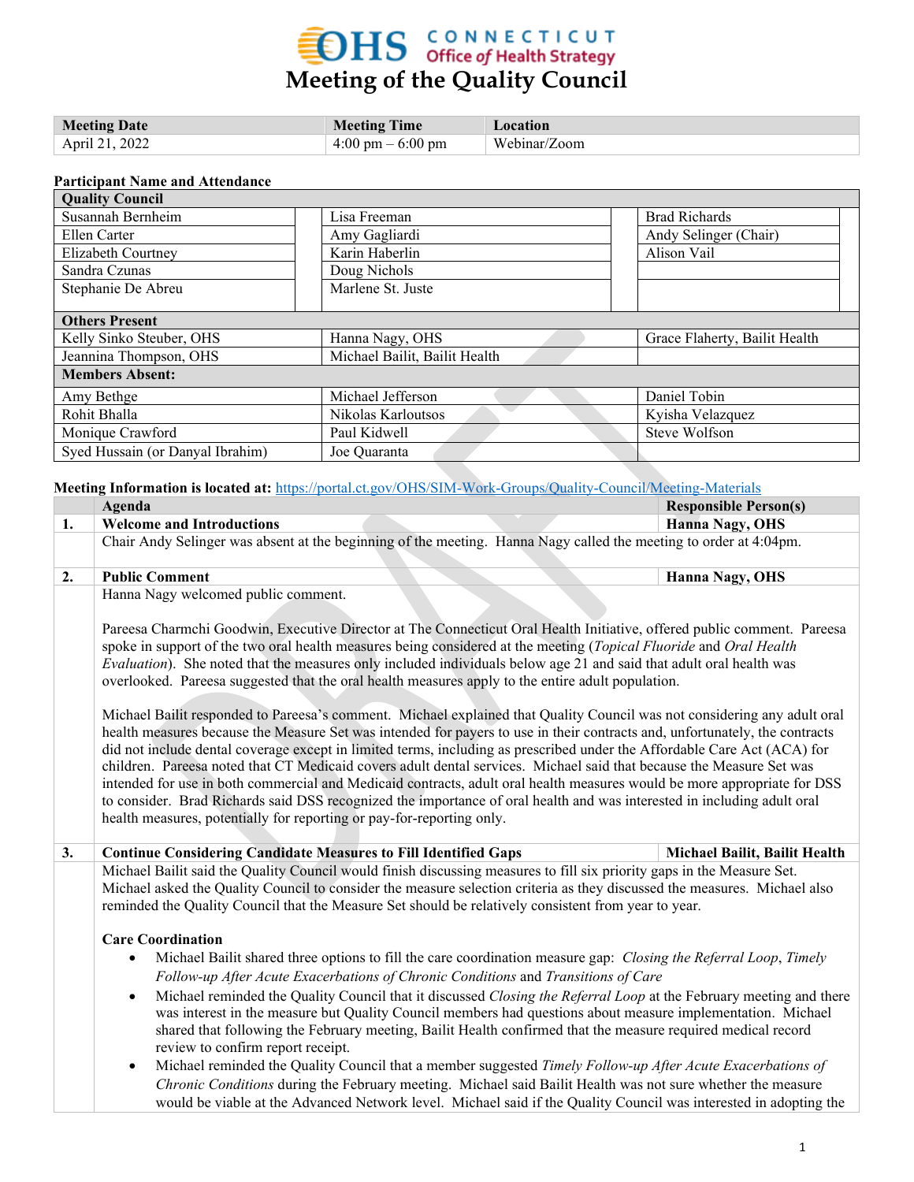# Meeting of the Quality Council

| Meeting Date | Meeting Time | Location |
|---|---|---|
| April 21, 2022 | 4:00 pm – 6:00 pm | Webinar/Zoom |

**Participant Name and Attendance**

| Quality Council | | |
|---|---|---|
| Susannah Bernheim | Lisa Freeman | Brad Richards |
| Ellen Carter | Amy Gagliardi | Andy Selinger (Chair) |
| Elizabeth Courtney | Karin Haberlin | Alison Vail |
| Sandra Czunas | Doug Nichols | |
| Stephanie De Abreu | Marlene St. Juste | |
| **Others Present** | | |
| Kelly Sinko Steuber, OHS | Hanna Nagy, OHS | Grace Flaherty, Bailit Health |
| Jeannina Thompson, OHS | Michael Bailit, Bailit Health | |
| **Members Absent:** | | |
| Amy Bethge | Michael Jefferson | Daniel Tobin |
| Rohit Bhalla | Nikolas Karloutsos | Kyisha Velazquez |
| Monique Crawford | Paul Kidwell | Steve Wolfson |
| Syed Hussain (or Danyal Ibrahim) | Joe Quaranta | |

**Meeting Information is located at:** https://portal.ct.gov/OHS/SIM-Work-Groups/Quality-Council/Meeting-Materials

| | Agenda | Responsible Person(s) |
|---|---|---|
| **1.** | **Welcome and Introductions** | **Hanna Nagy, OHS** |

Chair Andy Selinger was absent at the beginning of the meeting. Hanna Nagy called the meeting to order at 4:04pm.

| | | |
|---|---|---|
| **2.** | **Public Comment** | **Hanna Nagy, OHS** |

Hanna Nagy welcomed public comment.

Pareesa Charmchi Goodwin, Executive Director at The Connecticut Oral Health Initiative, offered public comment. Pareesa spoke in support of the two oral health measures being considered at the meeting (*Topical Fluoride* and *Oral Health Evaluation*). She noted that the measures only included individuals below age 21 and said that adult oral health was overlooked. Pareesa suggested that the oral health measures apply to the entire adult population.

Michael Bailit responded to Pareesa's comment. Michael explained that Quality Council was not considering any adult oral health measures because the Measure Set was intended for payers to use in their contracts and, unfortunately, the contracts did not include dental coverage except in limited terms, including as prescribed under the Affordable Care Act (ACA) for children. Pareesa noted that CT Medicaid covers adult dental services. Michael said that because the Measure Set was intended for use in both commercial and Medicaid contracts, adult oral health measures would be more appropriate for DSS to consider. Brad Richards said DSS recognized the importance of oral health and was interested in including adult oral health measures, potentially for reporting or pay-for-reporting only.

| | | |
|---|---|---|
| **3.** | **Continue Considering Candidate Measures to Fill Identified Gaps** | **Michael Bailit, Bailit Health** |

Michael Bailit said the Quality Council would finish discussing measures to fill six priority gaps in the Measure Set. Michael asked the Quality Council to consider the measure selection criteria as they discussed the measures. Michael also reminded the Quality Council that the Measure Set should be relatively consistent from year to year.

**Care Coordination**

- Michael Bailit shared three options to fill the care coordination measure gap: *Closing the Referral Loop*, *Timely Follow-up After Acute Exacerbations of Chronic Conditions* and *Transitions of Care*
- Michael reminded the Quality Council that it discussed *Closing the Referral Loop* at the February meeting and there was interest in the measure but Quality Council members had questions about measure implementation. Michael shared that following the February meeting, Bailit Health confirmed that the measure required medical record review to confirm report receipt.
- Michael reminded the Quality Council that a member suggested *Timely Follow-up After Acute Exacerbations of Chronic Conditions* during the February meeting. Michael said Bailit Health was not sure whether the measure would be viable at the Advanced Network level. Michael said if the Quality Council was interested in adopting the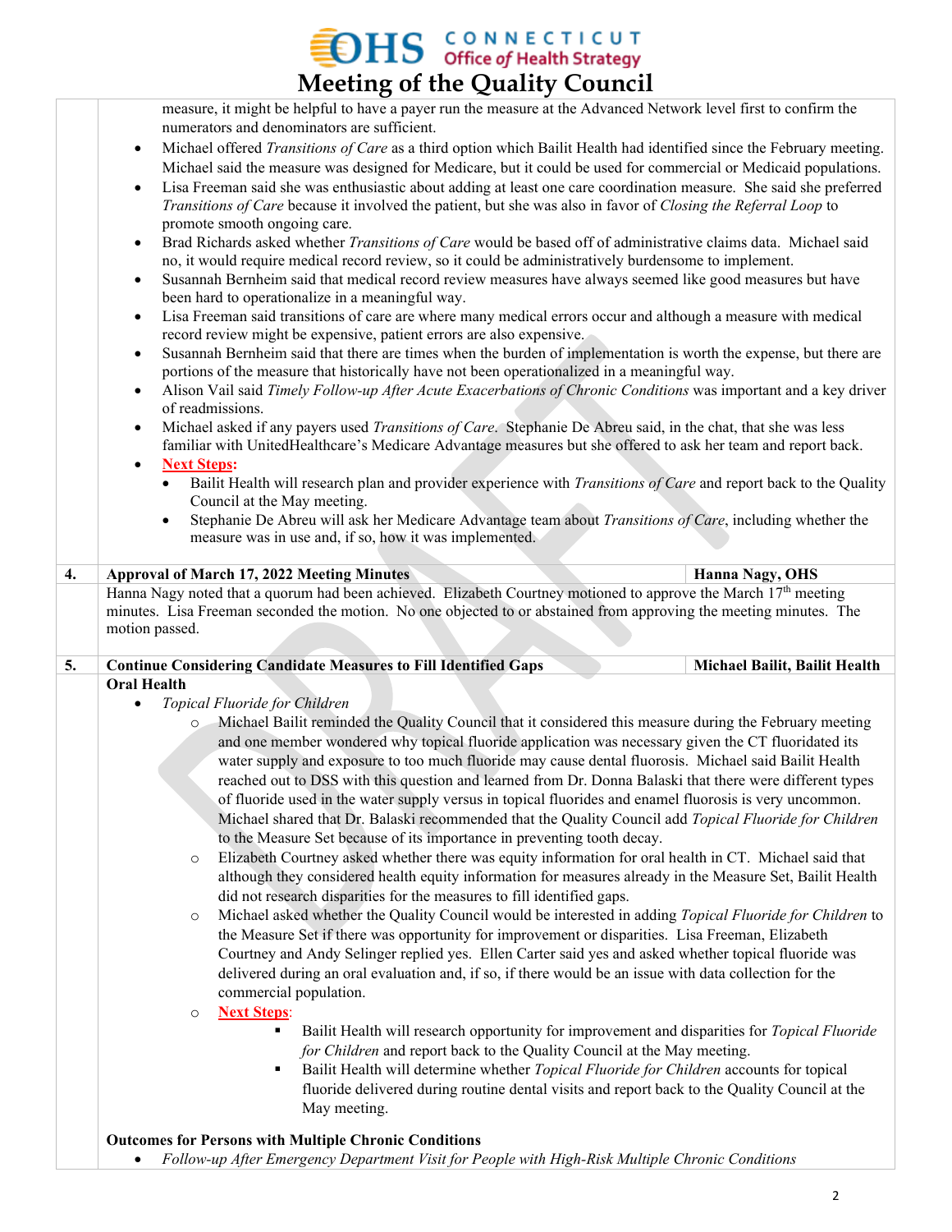measure, it might be helpful to have a payer run the measure at the Advanced Network level first to confirm the numerators and denominators are sufficient.

- Michael offered *Transitions of Care* as a third option which Bailit Health had identified since the February meeting. Michael said the measure was designed for Medicare, but it could be used for commercial or Medicaid populations.
- Lisa Freeman said she was enthusiastic about adding at least one care coordination measure. She said she preferred *Transitions of Care* because it involved the patient, but she was also in favor of *Closing the Referral Loop* to promote smooth ongoing care.
- Brad Richards asked whether *Transitions of Care* would be based off of administrative claims data. Michael said no, it would require medical record review, so it could be administratively burdensome to implement.
- Susannah Bernheim said that medical record review measures have always seemed like good measures but have been hard to operationalize in a meaningful way.
- Lisa Freeman said transitions of care are where many medical errors occur and although a measure with medical record review might be expensive, patient errors are also expensive.
- Susannah Bernheim said that there are times when the burden of implementation is worth the expense, but there are portions of the measure that historically have not been operationalized in a meaningful way.
- Alison Vail said *Timely Follow-up After Acute Exacerbations of Chronic Conditions* was important and a key driver of readmissions.
- Michael asked if any payers used *Transitions of Care*. Stephanie De Abreu said, in the chat, that she was less familiar with UnitedHealthcare's Medicare Advantage measures but she offered to ask her team and report back.
- **Next Steps:**
  - Bailit Health will research plan and provider experience with *Transitions of Care* and report back to the Quality Council at the May meeting.
  - Stephanie De Abreu will ask her Medicare Advantage team about *Transitions of Care*, including whether the measure was in use and, if so, how it was implemented.

| 4. | **Approval of March 17, 2022 Meeting Minutes** | **Hanna Nagy, OHS** |
|---|---|---|

Hanna Nagy noted that a quorum had been achieved. Elizabeth Courtney motioned to approve the March 17th meeting minutes. Lisa Freeman seconded the motion. No one objected to or abstained from approving the meeting minutes. The motion passed.

| 5. | **Continue Considering Candidate Measures to Fill Identified Gaps** | **Michael Bailit, Bailit Health** |
|---|---|---|

**Oral Health**

- *Topical Fluoride for Children*
  - Michael Bailit reminded the Quality Council that it considered this measure during the February meeting and one member wondered why topical fluoride application was necessary given the CT fluoridated its water supply and exposure to too much fluoride may cause dental fluorosis. Michael said Bailit Health reached out to DSS with this question and learned from Dr. Donna Balaski that there were different types of fluoride used in the water supply versus in topical fluorides and enamel fluorosis is very uncommon. Michael shared that Dr. Balaski recommended that the Quality Council add *Topical Fluoride for Children* to the Measure Set because of its importance in preventing tooth decay.
  - Elizabeth Courtney asked whether there was equity information for oral health in CT. Michael said that although they considered health equity information for measures already in the Measure Set, Bailit Health did not research disparities for the measures to fill identified gaps.
  - Michael asked whether the Quality Council would be interested in adding *Topical Fluoride for Children* to the Measure Set if there was opportunity for improvement or disparities. Lisa Freeman, Elizabeth Courtney and Andy Selinger replied yes. Ellen Carter said yes and asked whether topical fluoride was delivered during an oral evaluation and, if so, if there would be an issue with data collection for the commercial population.
  - **Next Steps**:
    - Bailit Health will research opportunity for improvement and disparities for *Topical Fluoride for Children* and report back to the Quality Council at the May meeting.
    - Bailit Health will determine whether *Topical Fluoride for Children* accounts for topical fluoride delivered during routine dental visits and report back to the Quality Council at the May meeting.

**Outcomes for Persons with Multiple Chronic Conditions**

- *Follow-up After Emergency Department Visit for People with High-Risk Multiple Chronic Conditions*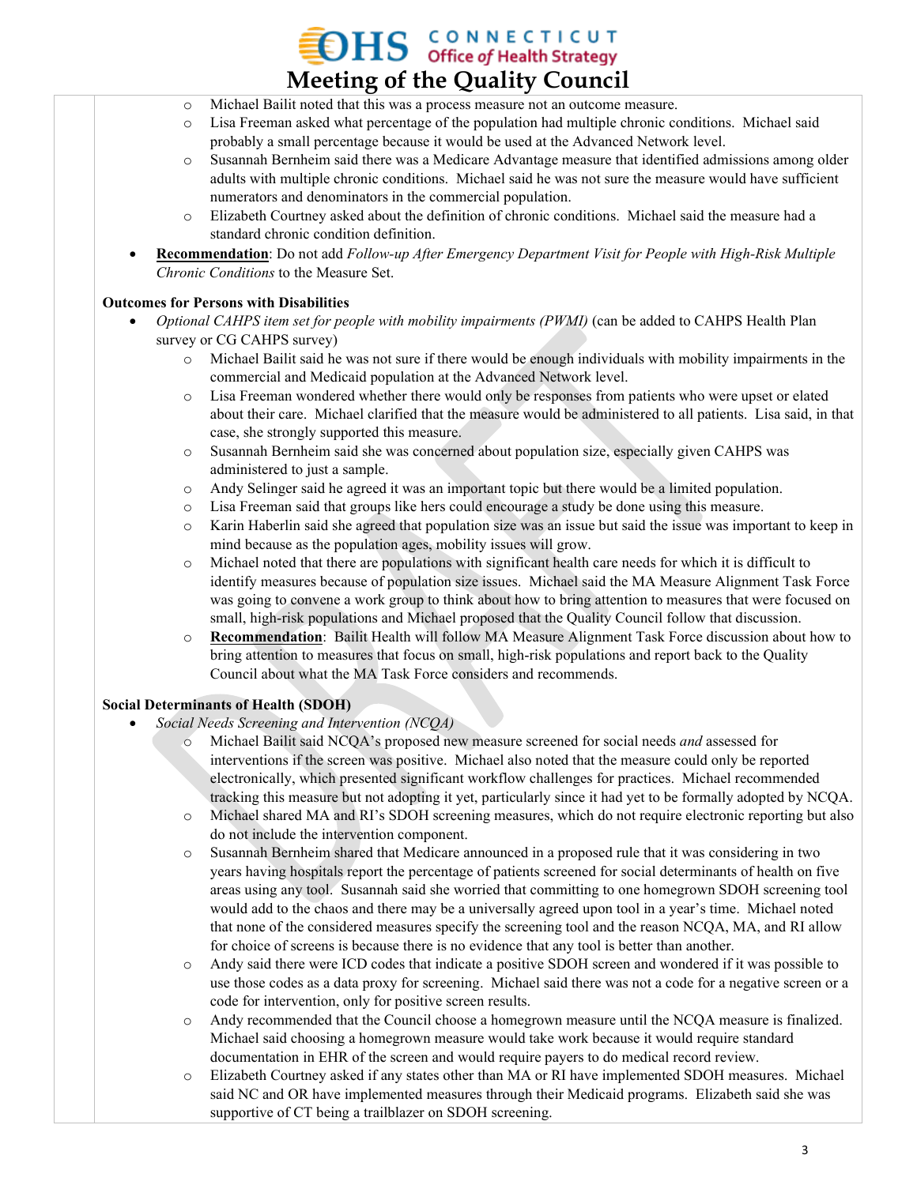- Michael Bailit noted that this was a process measure not an outcome measure.
  - Lisa Freeman asked what percentage of the population had multiple chronic conditions. Michael said probably a small percentage because it would be used at the Advanced Network level.
  - Susannah Bernheim said there was a Medicare Advantage measure that identified admissions among older adults with multiple chronic conditions. Michael said he was not sure the measure would have sufficient numerators and denominators in the commercial population.
  - Elizabeth Courtney asked about the definition of chronic conditions. Michael said the measure had a standard chronic condition definition.
- **Recommendation**: Do not add *Follow-up After Emergency Department Visit for People with High-Risk Multiple Chronic Conditions* to the Measure Set.

**Outcomes for Persons with Disabilities**

- *Optional CAHPS item set for people with mobility impairments (PWMI)* (can be added to CAHPS Health Plan survey or CG CAHPS survey)
  - Michael Bailit said he was not sure if there would be enough individuals with mobility impairments in the commercial and Medicaid population at the Advanced Network level.
  - Lisa Freeman wondered whether there would only be responses from patients who were upset or elated about their care. Michael clarified that the measure would be administered to all patients. Lisa said, in that case, she strongly supported this measure.
  - Susannah Bernheim said she was concerned about population size, especially given CAHPS was administered to just a sample.
  - Andy Selinger said he agreed it was an important topic but there would be a limited population.
  - Lisa Freeman said that groups like hers could encourage a study be done using this measure.
  - Karin Haberlin said she agreed that population size was an issue but said the issue was important to keep in mind because as the population ages, mobility issues will grow.
  - Michael noted that there are populations with significant health care needs for which it is difficult to identify measures because of population size issues. Michael said the MA Measure Alignment Task Force was going to convene a work group to think about how to bring attention to measures that were focused on small, high-risk populations and Michael proposed that the Quality Council follow that discussion.
  - **Recommendation**: Bailit Health will follow MA Measure Alignment Task Force discussion about how to bring attention to measures that focus on small, high-risk populations and report back to the Quality Council about what the MA Task Force considers and recommends.

**Social Determinants of Health (SDOH)**

- *Social Needs Screening and Intervention (NCQA)*
  - Michael Bailit said NCQA's proposed new measure screened for social needs *and* assessed for interventions if the screen was positive. Michael also noted that the measure could only be reported electronically, which presented significant workflow challenges for practices. Michael recommended tracking this measure but not adopting it yet, particularly since it had yet to be formally adopted by NCQA.
  - Michael shared MA and RI's SDOH screening measures, which do not require electronic reporting but also do not include the intervention component.
  - Susannah Bernheim shared that Medicare announced in a proposed rule that it was considering in two years having hospitals report the percentage of patients screened for social determinants of health on five areas using any tool. Susannah said she worried that committing to one homegrown SDOH screening tool would add to the chaos and there may be a universally agreed upon tool in a year's time. Michael noted that none of the considered measures specify the screening tool and the reason NCQA, MA, and RI allow for choice of screens is because there is no evidence that any tool is better than another.
  - Andy said there were ICD codes that indicate a positive SDOH screen and wondered if it was possible to use those codes as a data proxy for screening. Michael said there was not a code for a negative screen or a code for intervention, only for positive screen results.
  - Andy recommended that the Council choose a homegrown measure until the NCQA measure is finalized. Michael said choosing a homegrown measure would take work because it would require standard documentation in EHR of the screen and would require payers to do medical record review.
  - Elizabeth Courtney asked if any states other than MA or RI have implemented SDOH measures. Michael said NC and OR have implemented measures through their Medicaid programs. Elizabeth said she was supportive of CT being a trailblazer on SDOH screening.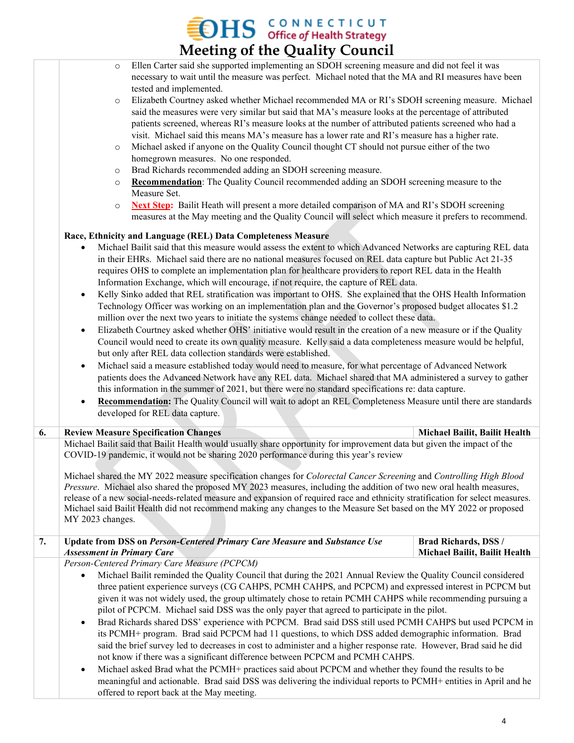- Ellen Carter said she supported implementing an SDOH screening measure and did not feel it was necessary to wait until the measure was perfect. Michael noted that the MA and RI measures have been tested and implemented.
- Elizabeth Courtney asked whether Michael recommended MA or RI's SDOH screening measure. Michael said the measures were very similar but said that MA's measure looks at the percentage of attributed patients screened, whereas RI's measure looks at the number of attributed patients screened who had a visit. Michael said this means MA's measure has a lower rate and RI's measure has a higher rate.
- Michael asked if anyone on the Quality Council thought CT should not pursue either of the two homegrown measures. No one responded.
- Brad Richards recommended adding an SDOH screening measure.
- **Recommendation**: The Quality Council recommended adding an SDOH screening measure to the Measure Set.
- **Next Step:** Bailit Heath will present a more detailed comparison of MA and RI's SDOH screening measures at the May meeting and the Quality Council will select which measure it prefers to recommend.

**Race, Ethnicity and Language (REL) Data Completeness Measure**

- Michael Bailit said that this measure would assess the extent to which Advanced Networks are capturing REL data in their EHRs. Michael said there are no national measures focused on REL data capture but Public Act 21-35 requires OHS to complete an implementation plan for healthcare providers to report REL data in the Health Information Exchange, which will encourage, if not require, the capture of REL data.
- Kelly Sinko added that REL stratification was important to OHS. She explained that the OHS Health Information Technology Officer was working on an implementation plan and the Governor's proposed budget allocates $1.2 million over the next two years to initiate the systems change needed to collect these data.
- Elizabeth Courtney asked whether OHS' initiative would result in the creation of a new measure or if the Quality Council would need to create its own quality measure. Kelly said a data completeness measure would be helpful, but only after REL data collection standards were established.
- Michael said a measure established today would need to measure, for what percentage of Advanced Network patients does the Advanced Network have any REL data. Michael shared that MA administered a survey to gather this information in the summer of 2021, but there were no standard specifications re: data capture.
- **Recommendation:** The Quality Council will wait to adopt an REL Completeness Measure until there are standards developed for REL data capture.

| 6. | **Review Measure Specification Changes** | **Michael Bailit, Bailit Health** |
|---|---|---|

Michael Bailit said that Bailit Health would usually share opportunity for improvement data but given the impact of the COVID-19 pandemic, it would not be sharing 2020 performance during this year's review

Michael shared the MY 2022 measure specification changes for *Colorectal Cancer Screening* and *Controlling High Blood Pressure*. Michael also shared the proposed MY 2023 measures, including the addition of two new oral health measures, release of a new social-needs-related measure and expansion of required race and ethnicity stratification for select measures. Michael said Bailit Health did not recommend making any changes to the Measure Set based on the MY 2022 or proposed MY 2023 changes.

| 7. | **Update from DSS on *Person-Centered Primary Care Measure* and *Substance Use Assessment in Primary Care*** | **Brad Richards, DSS / Michael Bailit, Bailit Health** |
|---|---|---|

*Person-Centered Primary Care Measure (PCPCM)*

- Michael Bailit reminded the Quality Council that during the 2021 Annual Review the Quality Council considered three patient experience surveys (CG CAHPS, PCMH CAHPS, and PCPCM) and expressed interest in PCPCM but given it was not widely used, the group ultimately chose to retain PCMH CAHPS while recommending pursuing a pilot of PCPCM. Michael said DSS was the only payer that agreed to participate in the pilot.
- Brad Richards shared DSS' experience with PCPCM. Brad said DSS still used PCMH CAHPS but used PCPCM in its PCMH+ program. Brad said PCPCM had 11 questions, to which DSS added demographic information. Brad said the brief survey led to decreases in cost to administer and a higher response rate. However, Brad said he did not know if there was a significant difference between PCPCM and PCMH CAHPS.
- Michael asked Brad what the PCMH+ practices said about PCPCM and whether they found the results to be meaningful and actionable. Brad said DSS was delivering the individual reports to PCMH+ entities in April and he offered to report back at the May meeting.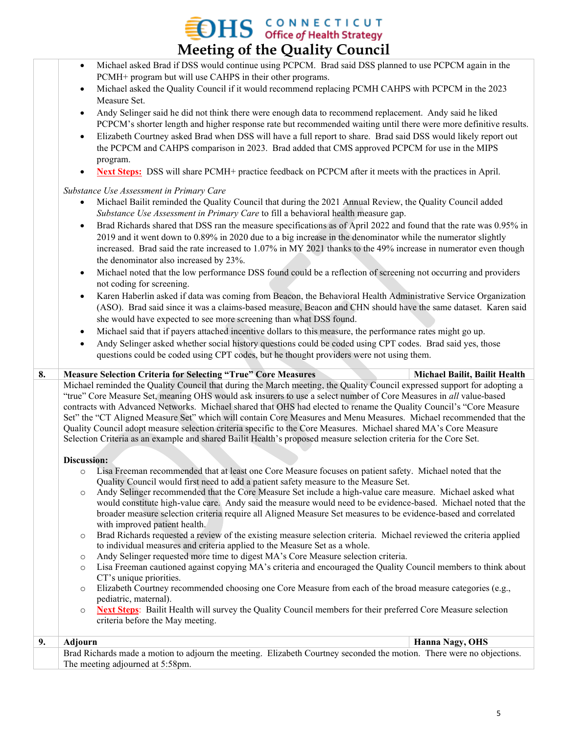- Michael asked Brad if DSS would continue using PCPCM. Brad said DSS planned to use PCPCM again in the PCMH+ program but will use CAHPS in their other programs.
- Michael asked the Quality Council if it would recommend replacing PCMH CAHPS with PCPCM in the 2023 Measure Set.
- Andy Selinger said he did not think there were enough data to recommend replacement. Andy said he liked PCPCM's shorter length and higher response rate but recommended waiting until there were more definitive results.
- Elizabeth Courtney asked Brad when DSS will have a full report to share. Brad said DSS would likely report out the PCPCM and CAHPS comparison in 2023. Brad added that CMS approved PCPCM for use in the MIPS program.
- **Next Steps:** DSS will share PCMH+ practice feedback on PCPCM after it meets with the practices in April.

*Substance Use Assessment in Primary Care*

- Michael Bailit reminded the Quality Council that during the 2021 Annual Review, the Quality Council added *Substance Use Assessment in Primary Care* to fill a behavioral health measure gap.
- Brad Richards shared that DSS ran the measure specifications as of April 2022 and found that the rate was 0.95% in 2019 and it went down to 0.89% in 2020 due to a big increase in the denominator while the numerator slightly increased. Brad said the rate increased to 1.07% in MY 2021 thanks to the 49% increase in numerator even though the denominator also increased by 23%.
- Michael noted that the low performance DSS found could be a reflection of screening not occurring and providers not coding for screening.
- Karen Haberlin asked if data was coming from Beacon, the Behavioral Health Administrative Service Organization (ASO). Brad said since it was a claims-based measure, Beacon and CHN should have the same dataset. Karen said she would have expected to see more screening than what DSS found.
- Michael said that if payers attached incentive dollars to this measure, the performance rates might go up.
- Andy Selinger asked whether social history questions could be coded using CPT codes. Brad said yes, those questions could be coded using CPT codes, but he thought providers were not using them.

| | | |
|---|---|---|
| **8.** | **Measure Selection Criteria for Selecting "True" Core Measures** | **Michael Bailit, Bailit Health** |

Michael reminded the Quality Council that during the March meeting, the Quality Council expressed support for adopting a "true" Core Measure Set, meaning OHS would ask insurers to use a select number of Core Measures in *all* value-based contracts with Advanced Networks. Michael shared that OHS had elected to rename the Quality Council's "Core Measure Set" the "CT Aligned Measure Set" which will contain Core Measures and Menu Measures. Michael recommended that the Quality Council adopt measure selection criteria specific to the Core Measures. Michael shared MA's Core Measure Selection Criteria as an example and shared Bailit Health's proposed measure selection criteria for the Core Set.

**Discussion:**

- Lisa Freeman recommended that at least one Core Measure focuses on patient safety. Michael noted that the Quality Council would first need to add a patient safety measure to the Measure Set.
- Andy Selinger recommended that the Core Measure Set include a high-value care measure. Michael asked what would constitute high-value care. Andy said the measure would need to be evidence-based. Michael noted that the broader measure selection criteria require all Aligned Measure Set measures to be evidence-based and correlated with improved patient health.
- Brad Richards requested a review of the existing measure selection criteria. Michael reviewed the criteria applied to individual measures and criteria applied to the Measure Set as a whole.
- Andy Selinger requested more time to digest MA's Core Measure selection criteria.
- Lisa Freeman cautioned against copying MA's criteria and encouraged the Quality Council members to think about CT's unique priorities.
- Elizabeth Courtney recommended choosing one Core Measure from each of the broad measure categories (e.g., pediatric, maternal).
- **Next Steps**: Bailit Health will survey the Quality Council members for their preferred Core Measure selection criteria before the May meeting.

| | | |
|---|---|---|
| **9.** | **Adjourn** | **Hanna Nagy, OHS** |

Brad Richards made a motion to adjourn the meeting. Elizabeth Courtney seconded the motion. There were no objections. The meeting adjourned at 5:58pm.